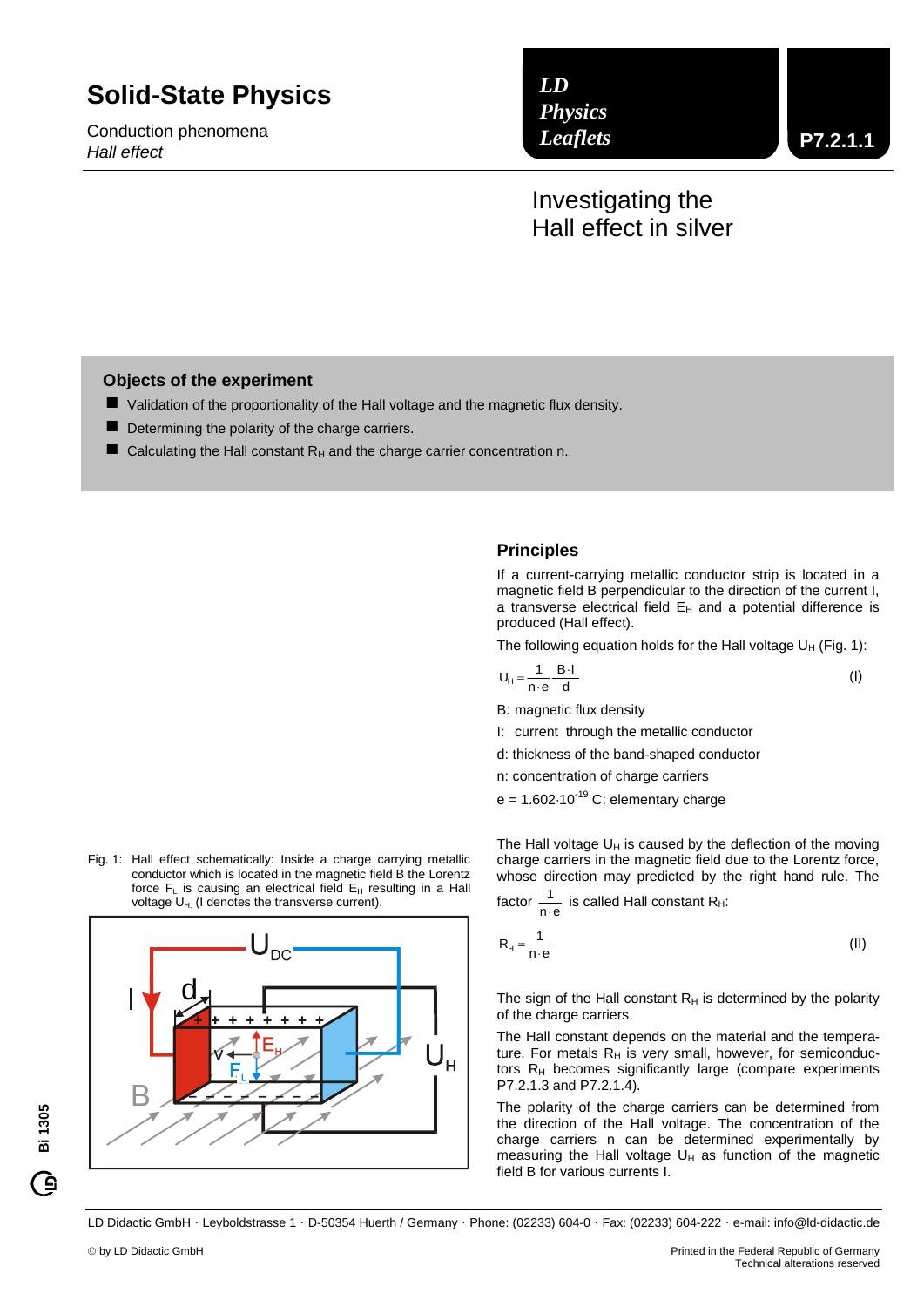# Solid-State Physics

Conduction phenomena

*Hall effect*

*LD Physics Leaflets* **P7.2.1.1**

## Investigating the Hall effect in silver

### Objects of the experiment

- Validation of the proportionality of the Hall voltage and the magnetic flux density.
- Determining the polarity of the charge carriers.
- Calculating the Hall constant $R_H$ and the charge carrier concentration n.

### Principles

If a current-carrying metallic conductor strip is located in a magnetic field B perpendicular to the direction of the current I, a transverse electrical field $E_H$ and a potential difference is produced (Hall effect).

The following equation holds for the Hall voltage $U_H$ (Fig. 1):

$$U_H = \frac{1}{n \cdot e} \frac{B \cdot I}{d} \qquad \text{(I)}$$

B: magnetic flux density

I: current through the metallic conductor

d: thickness of the band-shaped conductor

n: concentration of charge carriers

$e = 1.602 \cdot 10^{-19}$ C: elementary charge

Fig. 1: Hall effect schematically: Inside a charge carrying metallic conductor which is located in the magnetic field B the Lorentz force $F_L$ is causing an electrical field $E_H$ resulting in a Hall voltage $U_H$. (I denotes the transverse current).

The Hall voltage $U_H$ is caused by the deflection of the moving charge carriers in the magnetic field due to the Lorentz force, whose direction may predicted by the right hand rule. The factor $\frac{1}{n \cdot e}$ is called Hall constant $R_H$:

$$R_H = \frac{1}{n \cdot e} \qquad \text{(II)}$$

The sign of the Hall constant $R_H$ is determined by the polarity of the charge carriers.

The Hall constant depends on the material and the temperature. For metals $R_H$ is very small, however, for semiconductors $R_H$ becomes significantly large (compare experiments P7.2.1.3 and P7.2.1.4).

The polarity of the charge carriers can be determined from the direction of the Hall voltage. The concentration of the charge carriers n can be determined experimentally by measuring the Hall voltage $U_H$ as function of the magnetic field B for various currents I.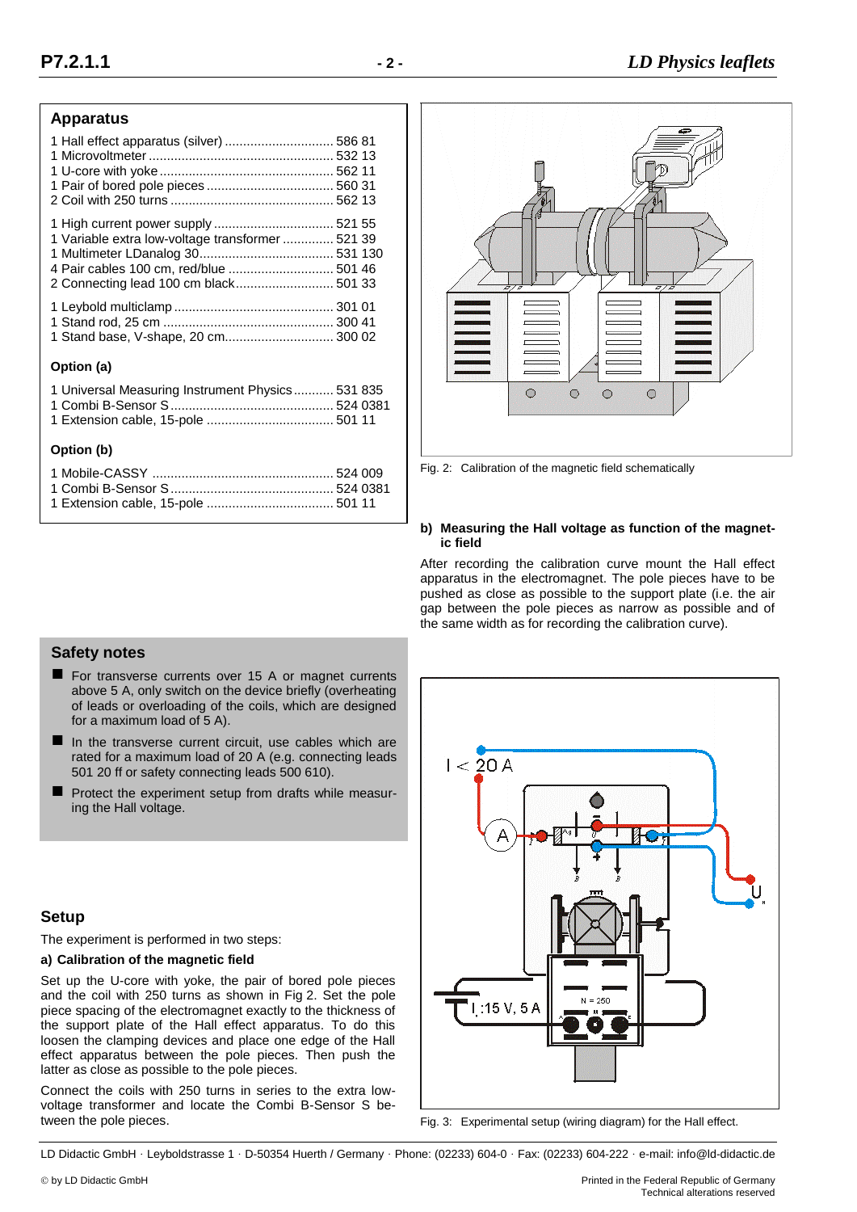## Apparatus

1 Hall effect apparatus (silver) .............................. 586 81
1 Microvoltmeter .................................................. 532 13
1 U-core with yoke ............................................... 562 11
1 Pair of bored pole pieces .................................. 560 31
2 Coil with 250 turns ............................................ 562 13

1 High current power supply ................................ 521 55
1 Variable extra low-voltage transformer ............. 521 39
1 Multimeter LDanalog 30..................................... 531 130
4 Pair cables 100 cm, red/blue ............................ 501 46
2 Connecting lead 100 cm black........................... 501 33

1 Leybold multiclamp ........................................... 301 01
1 Stand rod, 25 cm ............................................... 300 41
1 Stand base, V-shape, 20 cm.............................. 300 02

**Option (a)**

1 Universal Measuring Instrument Physics........... 531 835
1 Combi B-Sensor S ............................................ 524 0381
1 Extension cable, 15-pole .................................. 501 11

**Option (b)**

1 Mobile-CASSY .................................................. 524 009
1 Combi B-Sensor S ............................................ 524 0381
1 Extension cable, 15-pole .................................. 501 11

## Safety notes

- For transverse currents over 15 A or magnet currents above 5 A, only switch on the device briefly (overheating of leads or overloading of the coils, which are designed for a maximum load of 5 A).
- In the transverse current circuit, use cables which are rated for a maximum load of 20 A (e.g. connecting leads 501 20 ff or safety connecting leads 500 610).
- Protect the experiment setup from drafts while measuring the Hall voltage.

## Setup

The experiment is performed in two steps:

**a) Calibration of the magnetic field**

Set up the U-core with yoke, the pair of bored pole pieces and the coil with 250 turns as shown in Fig 2. Set the pole piece spacing of the electromagnet exactly to the thickness of the support plate of the Hall effect apparatus. To do this loosen the clamping devices and place one edge of the Hall effect apparatus between the pole pieces. Then push the latter as close as possible to the pole pieces.

Connect the coils with 250 turns in series to the extra low-voltage transformer and locate the Combi B-Sensor S between the pole pieces.

Fig. 2: Calibration of the magnetic field schematically

**b) Measuring the Hall voltage as function of the magnetic field**

After recording the calibration curve mount the Hall effect apparatus in the electromagnet. The pole pieces have to be pushed as close as possible to the support plate (i.e. the air gap between the pole pieces as narrow as possible and of the same width as for recording the calibration curve).

Fig. 3: Experimental setup (wiring diagram) for the Hall effect.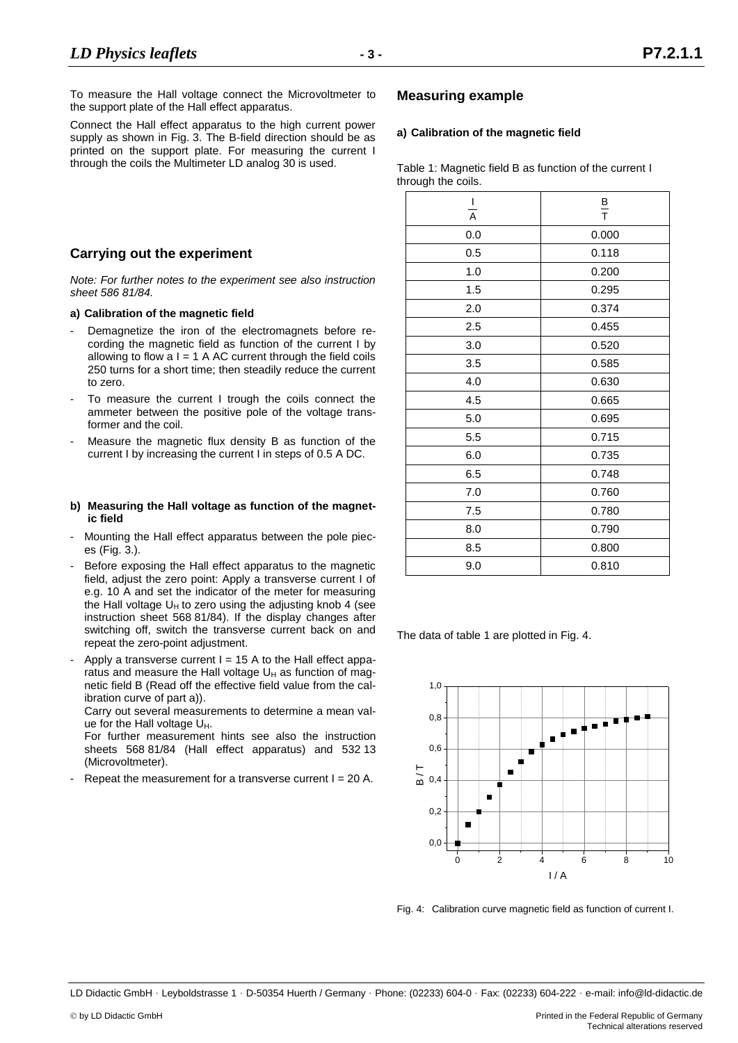To measure the Hall voltage connect the Microvoltmeter to the support plate of the Hall effect apparatus.

Connect the Hall effect apparatus to the high current power supply as shown in Fig. 3. The B-field direction should be as printed on the support plate. For measuring the current I through the coils the Multimeter LD analog 30 is used.

## Carrying out the experiment

*Note: For further notes to the experiment see also instruction sheet 586 81/84.*

### a) Calibration of the magnetic field

- Demagnetize the iron of the electromagnets before recording the magnetic field as function of the current I by allowing to flow a I = 1 A AC current through the field coils 250 turns for a short time; then steadily reduce the current to zero.
- To measure the current I trough the coils connect the ammeter between the positive pole of the voltage transformer and the coil.
- Measure the magnetic flux density B as function of the current I by increasing the current I in steps of 0.5 A DC.

### b) Measuring the Hall voltage as function of the magnetic field

- Mounting the Hall effect apparatus between the pole pieces (Fig. 3.).
- Before exposing the Hall effect apparatus to the magnetic field, adjust the zero point: Apply a transverse current I of e.g. 10 A and set the indicator of the meter for measuring the Hall voltage $U_H$ to zero using the adjusting knob 4 (see instruction sheet 568 81/84). If the display changes after switching off, switch the transverse current back on and repeat the zero-point adjustment.
- Apply a transverse current I = 15 A to the Hall effect apparatus and measure the Hall voltage $U_H$ as function of magnetic field B (Read off the effective field value from the calibration curve of part a)).
  Carry out several measurements to determine a mean value for the Hall voltage $U_H$.
  For further measurement hints see also the instruction sheets 568 81/84 (Hall effect apparatus) and 532 13 (Microvoltmeter).
- Repeat the measurement for a transverse current I = 20 A.

## Measuring example

### a) Calibration of the magnetic field

Table 1: Magnetic field B as function of the current I through the coils.

| $\frac{I}{A}$ | $\frac{B}{T}$ |
|---|---|
| 0.0 | 0.000 |
| 0.5 | 0.118 |
| 1.0 | 0.200 |
| 1.5 | 0.295 |
| 2.0 | 0.374 |
| 2.5 | 0.455 |
| 3.0 | 0.520 |
| 3.5 | 0.585 |
| 4.0 | 0.630 |
| 4.5 | 0.665 |
| 5.0 | 0.695 |
| 5.5 | 0.715 |
| 6.0 | 0.735 |
| 6.5 | 0.748 |
| 7.0 | 0.760 |
| 7.5 | 0.780 |
| 8.0 | 0.790 |
| 8.5 | 0.800 |
| 9.0 | 0.810 |

The data of table 1 are plotted in Fig. 4.

Fig. 4: Calibration curve magnetic field as function of current I.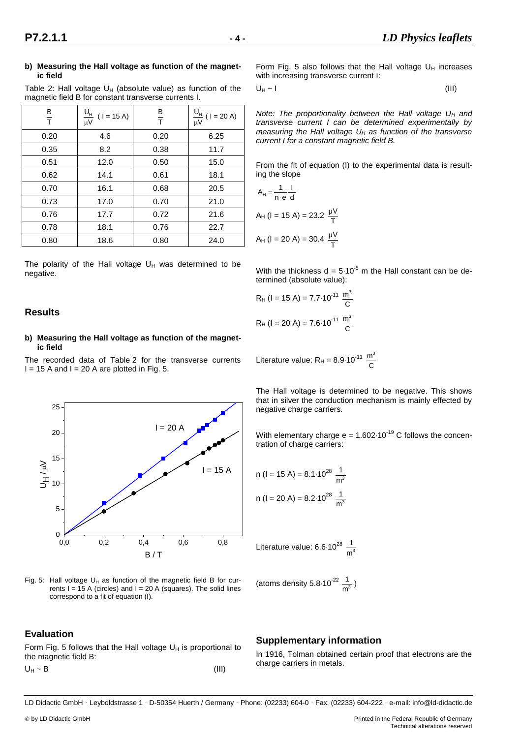**b) Measuring the Hall voltage as function of the magnetic field**

Table 2: Hall voltage $U_H$ (absolute value) as function of the magnetic field B for constant transverse currents I.

| $\frac{B}{T}$ | $\frac{U_H}{\mu V}$ (I = 15 A) | $\frac{B}{T}$ | $\frac{U_H}{\mu V}$ (I = 20 A) |
|---|---|---|---|
| 0.20 | 4.6 | 0.20 | 6.25 |
| 0.35 | 8.2 | 0.38 | 11.7 |
| 0.51 | 12.0 | 0.50 | 15.0 |
| 0.62 | 14.1 | 0.61 | 18.1 |
| 0.70 | 16.1 | 0.68 | 20.5 |
| 0.73 | 17.0 | 0.70 | 21.0 |
| 0.76 | 17.7 | 0.72 | 21.6 |
| 0.78 | 18.1 | 0.76 | 22.7 |
| 0.80 | 18.6 | 0.80 | 24.0 |

The polarity of the Hall voltage $U_H$ was determined to be negative.

## Results

**b) Measuring the Hall voltage as function of the magnetic field**

The recorded data of Table 2 for the transverse currents I = 15 A and I = 20 A are plotted in Fig. 5.

25
20
15
10
5
0
$U_H$ / µV
0,0
0,2
0,4
0,6
0,8
B / T
I = 20 A
I = 15 A

Fig. 5: Hall voltage $U_H$ as function of the magnetic field B for currents I = 15 A (circles) and I = 20 A (squares). The solid lines correspond to a fit of equation (I).

## Evaluation

Form Fig. 5 follows that the Hall voltage $U_H$ is proportional to the magnetic field B:

$$U_H \sim B \qquad \text{(III)}$$

Form Fig. 5 also follows that the Hall voltage $U_H$ increases with increasing transverse current I:

$$U_H \sim I \qquad \text{(III)}$$

*Note: The proportionality between the Hall voltage $U_H$ and transverse current I can be determined experimentally by measuring the Hall voltage $U_H$ as function of the transverse current I for a constant magnetic field B.*

From the fit of equation (I) to the experimental data is resulting the slope

$$A_H = \frac{1}{n \cdot e} \frac{I}{d}$$

$$A_H\,(I = 15\ \text{A}) = 23.2\ \frac{\mu V}{T}$$

$$A_H\,(I = 20\ \text{A}) = 30.4\ \frac{\mu V}{T}$$

With the thickness $d = 5 \cdot 10^{-5}$ m the Hall constant can be determined (absolute value):

$$R_H\,(I = 15\ \text{A}) = 7.7 \cdot 10^{-11}\ \frac{m^3}{C}$$

$$R_H\,(I = 20\ \text{A}) = 7.6 \cdot 10^{-11}\ \frac{m^3}{C}$$

Literature value: $R_H = 8.9 \cdot 10^{-11}\ \frac{m^3}{C}$

The Hall voltage is determined to be negative. This shows that in silver the conduction mechanism is mainly effected by negative charge carriers.

With elementary charge $e = 1.602 \cdot 10^{-19}$ C follows the concentration of charge carriers:

$$n\,(I = 15\ \text{A}) = 8.1 \cdot 10^{28}\ \frac{1}{m^3}$$

$$n\,(I = 20\ \text{A}) = 8.2 \cdot 10^{28}\ \frac{1}{m^3}$$

Literature value: $6.6 \cdot 10^{28}\ \frac{1}{m^3}$

(atoms density $5.8 \cdot 10^{-22}\ \frac{1}{m^3}$)

## Supplementary information

In 1916, Tolman obtained certain proof that electrons are the charge carriers in metals.